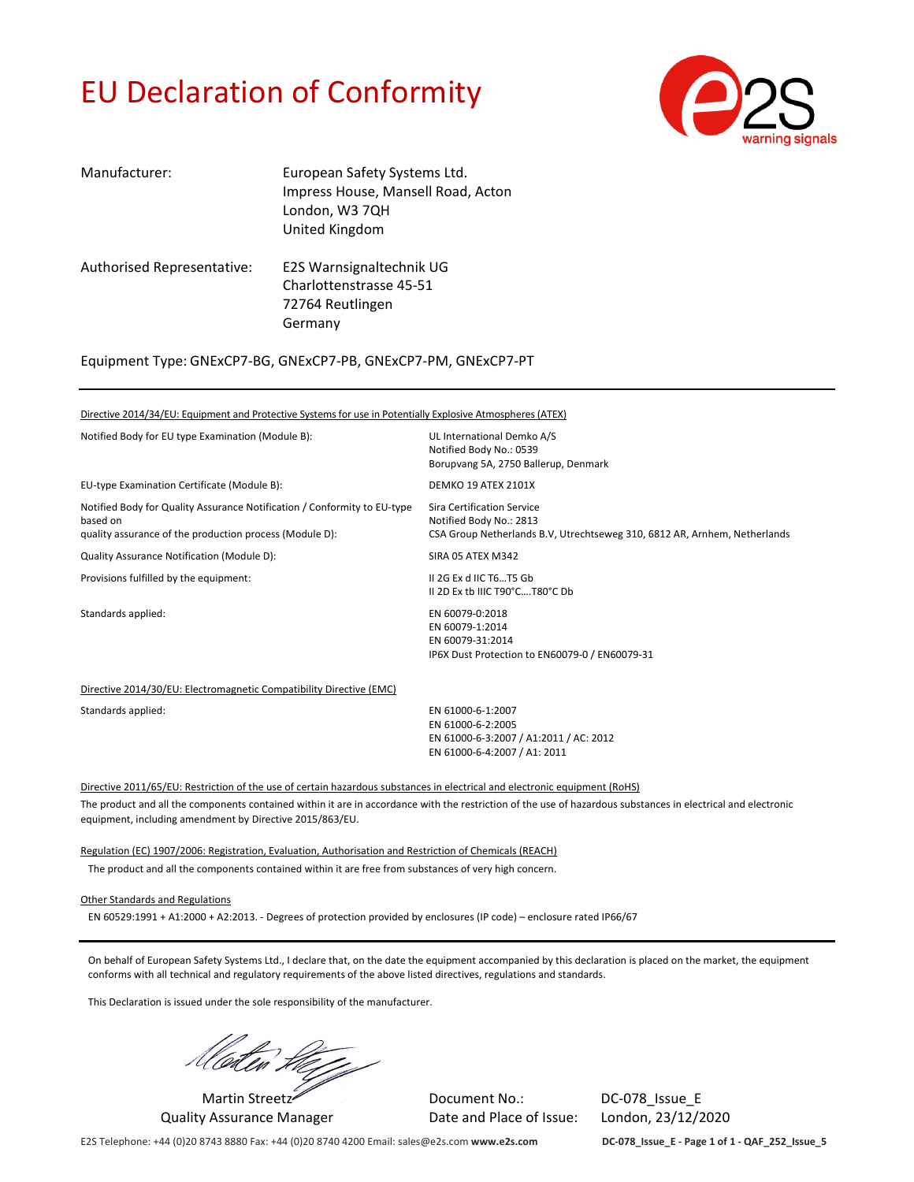# EU Declaration of Conformity

| | |
|---|---|
| Manufacturer: | European Safety Systems Ltd.<br>Impress House, Mansell Road, Acton<br>London, W3 7QH<br>United Kingdom |
| Authorised Representative: | E2S Warnsignaltechnik UG<br>Charlottenstrasse 45-51<br>72764 Reutlingen<br>Germany |

Equipment Type: GNExCP7-BG, GNExCP7-PB, GNExCP7-PM, GNExCP7-PT

---

Directive 2014/34/EU: Equipment and Protective Systems for use in Potentially Explosive Atmospheres (ATEX)

| | |
|---|---|
| Notified Body for EU type Examination (Module B): | UL International Demko A/S<br>Notified Body No.: 0539<br>Borupvang 5A, 2750 Ballerup, Denmark |
| EU-type Examination Certificate (Module B): | DEMKO 19 ATEX 2101X |
| Notified Body for Quality Assurance Notification / Conformity to EU-type based on quality assurance of the production process (Module D): | Sira Certification Service<br>Notified Body No.: 2813<br>CSA Group Netherlands B.V, Utrechtseweg 310, 6812 AR, Arnhem, Netherlands |
| Quality Assurance Notification (Module D): | SIRA 05 ATEX M342 |
| Provisions fulfilled by the equipment: | II 2G Ex d IIC T6…T5 Gb<br>II 2D Ex tb IIIC T90°C….T80°C Db |
| Standards applied: | EN 60079-0:2018<br>EN 60079-1:2014<br>EN 60079-31:2014<br>IP6X Dust Protection to EN60079-0 / EN60079-31 |

Directive 2014/30/EU: Electromagnetic Compatibility Directive (EMC)

| | |
|---|---|
| Standards applied: | EN 61000-6-1:2007<br>EN 61000-6-2:2005<br>EN 61000-6-3:2007 / A1:2011 / AC: 2012<br>EN 61000-6-4:2007 / A1: 2011 |

Directive 2011/65/EU: Restriction of the use of certain hazardous substances in electrical and electronic equipment (RoHS)

The product and all the components contained within it are in accordance with the restriction of the use of hazardous substances in electrical and electronic equipment, including amendment by Directive 2015/863/EU.

Regulation (EC) 1907/2006: Registration, Evaluation, Authorisation and Restriction of Chemicals (REACH)

The product and all the components contained within it are free from substances of very high concern.

Other Standards and Regulations

EN 60529:1991 + A1:2000 + A2:2013. - Degrees of protection provided by enclosures (IP code) – enclosure rated IP66/67

---

On behalf of European Safety Systems Ltd., I declare that, on the date the equipment accompanied by this declaration is placed on the market, the equipment conforms with all technical and regulatory requirements of the above listed directives, regulations and standards.

This Declaration is issued under the sole responsibility of the manufacturer.

Martin Streetz
Quality Assurance Manager

Document No.: DC-078_Issue_E
Date and Place of Issue: London, 23/12/2020

E2S Telephone: +44 (0)20 8743 8880 Fax: +44 (0)20 8740 4200 Email: sales@e2s.com **www.e2s.com**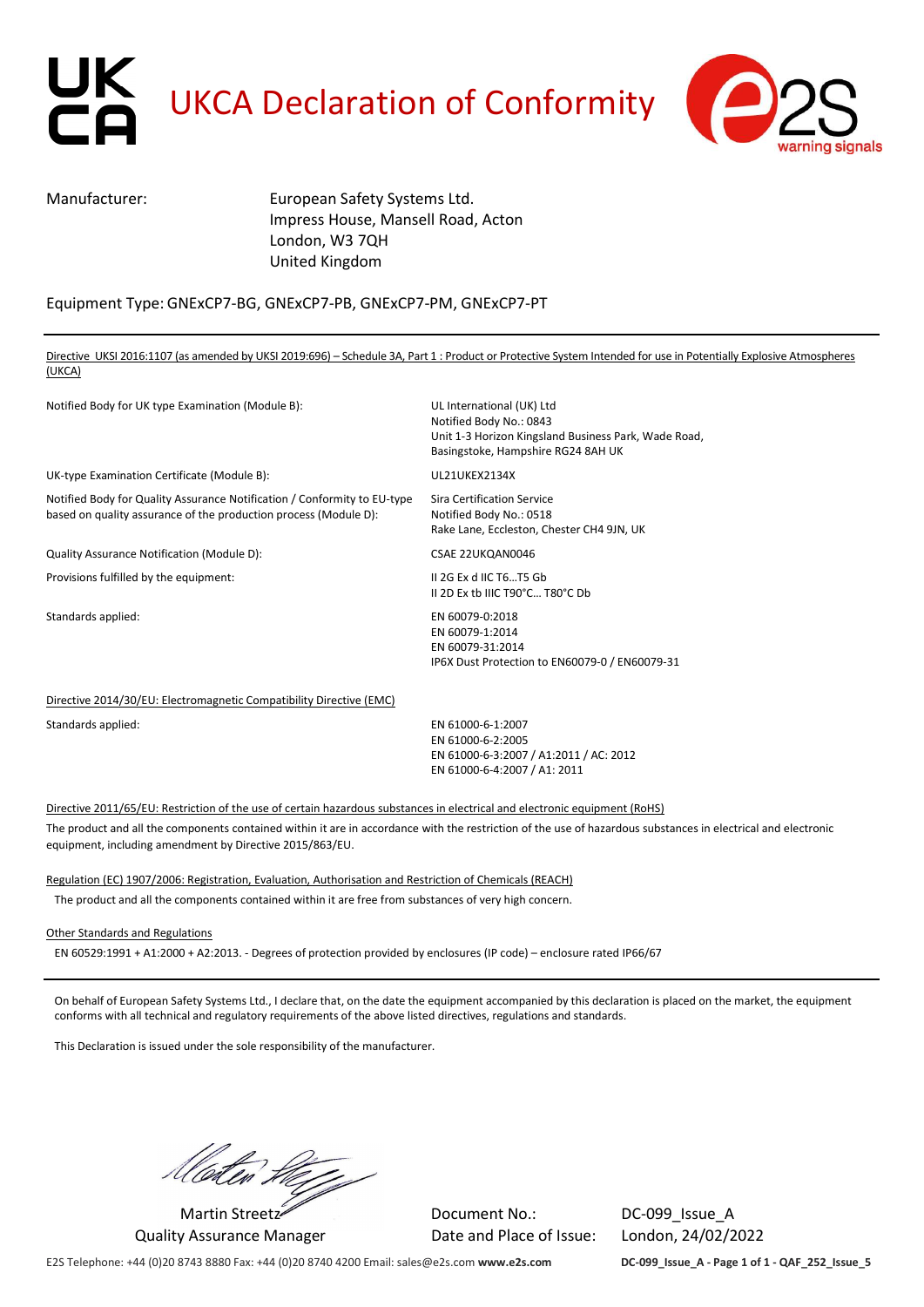# UKCA Declaration of Conformity

| | |
|---|---|
| Manufacturer: | European Safety Systems Ltd.<br>Impress House, Mansell Road, Acton<br>London, W3 7QH<br>United Kingdom |

Equipment Type: GNExCP7-BG, GNExCP7-PB, GNExCP7-PM, GNExCP7-PT

---

Directive UKSI 2016:1107 (as amended by UKSI 2019:696) – Schedule 3A, Part 1 : Product or Protective System Intended for use in Potentially Explosive Atmospheres (UKCA)

| | |
|---|---|
| Notified Body for UK type Examination (Module B): | UL International (UK) Ltd<br>Notified Body No.: 0843<br>Unit 1-3 Horizon Kingsland Business Park, Wade Road,<br>Basingstoke, Hampshire RG24 8AH UK |
| UK-type Examination Certificate (Module B): | UL21UKEX2134X |
| Notified Body for Quality Assurance Notification / Conformity to EU-type based on quality assurance of the production process (Module D): | Sira Certification Service<br>Notified Body No.: 0518<br>Rake Lane, Eccleston, Chester CH4 9JN, UK |
| Quality Assurance Notification (Module D): | CSAE 22UKQAN0046 |
| Provisions fulfilled by the equipment: | II 2G Ex d IIC T6…T5 Gb<br>II 2D Ex tb IIIC T90°C… T80°C Db |
| Standards applied: | EN 60079-0:2018<br>EN 60079-1:2014<br>EN 60079-31:2014<br>IP6X Dust Protection to EN60079-0 / EN60079-31 |

Directive 2014/30/EU: Electromagnetic Compatibility Directive (EMC)

| | |
|---|---|
| Standards applied: | EN 61000-6-1:2007<br>EN 61000-6-2:2005<br>EN 61000-6-3:2007 / A1:2011 / AC: 2012<br>EN 61000-6-4:2007 / A1: 2011 |

Directive 2011/65/EU: Restriction of the use of certain hazardous substances in electrical and electronic equipment (RoHS)

The product and all the components contained within it are in accordance with the restriction of the use of hazardous substances in electrical and electronic equipment, including amendment by Directive 2015/863/EU.

Regulation (EC) 1907/2006: Registration, Evaluation, Authorisation and Restriction of Chemicals (REACH)

The product and all the components contained within it are free from substances of very high concern.

Other Standards and Regulations

EN 60529:1991 + A1:2000 + A2:2013. - Degrees of protection provided by enclosures (IP code) – enclosure rated IP66/67

---

On behalf of European Safety Systems Ltd., I declare that, on the date the equipment accompanied by this declaration is placed on the market, the equipment conforms with all technical and regulatory requirements of the above listed directives, regulations and standards.

This Declaration is issued under the sole responsibility of the manufacturer.

Martin Streetz
Quality Assurance Manager

Document No.: DC-099_Issue_A
Date and Place of Issue: London, 24/02/2022

E2S Telephone: +44 (0)20 8743 8880 Fax: +44 (0)20 8740 4200 Email: sales@e2s.com **www.e2s.com**

**DC-099_Issue_A - Page 1 of 1 - QAF_252_Issue_5**